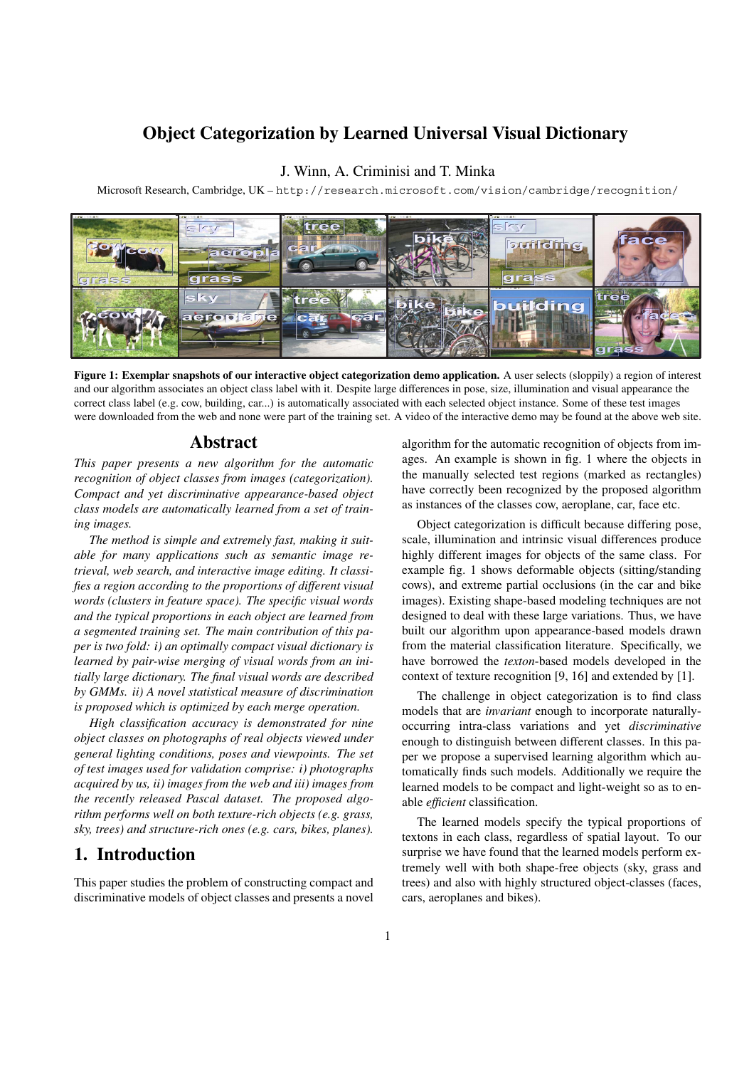# Object Categorization by Learned Universal Visual Dictionary

J. Winn, A. Criminisi and T. Minka

Microsoft Research, Cambridge, UK – http://research.microsoft.com/vision/cambridge/recognition/

**Figure 1: Exemplar snapshots of our interactive object categorization demo application.** A user selects (sloppily) a region of interest and our algorithm associates an object class label with it. Despite large differences in pose, size, illumination and visual appearance the correct class label (e.g. cow, building, car...) is automatically associated with each selected object instance. Some of these test images were downloaded from the web and none were part of the training set. A video of the interactive demo may be found at the above web site.

## Abstract

*This paper presents a new algorithm for the automatic recognition of object classes from images (categorization). Compact and yet discriminative appearance-based object class models are automatically learned from a set of training images.*

*The method is simple and extremely fast, making it suitable for many applications such as semantic image retrieval, web search, and interactive image editing. It classifies a region according to the proportions of different visual words (clusters in feature space). The specific visual words and the typical proportions in each object are learned from a segmented training set. The main contribution of this paper is two fold: i) an optimally compact visual dictionary is learned by pair-wise merging of visual words from an initially large dictionary. The final visual words are described by GMMs. ii) A novel statistical measure of discrimination is proposed which is optimized by each merge operation.*

*High classification accuracy is demonstrated for nine object classes on photographs of real objects viewed under general lighting conditions, poses and viewpoints. The set of test images used for validation comprise: i) photographs acquired by us, ii) images from the web and iii) images from the recently released Pascal dataset. The proposed algorithm performs well on both texture-rich objects (e.g. grass, sky, trees) and structure-rich ones (e.g. cars, bikes, planes).*

## 1. Introduction

This paper studies the problem of constructing compact and discriminative models of object classes and presents a novel algorithm for the automatic recognition of objects from images. An example is shown in fig. 1 where the objects in the manually selected test regions (marked as rectangles) have correctly been recognized by the proposed algorithm as instances of the classes cow, aeroplane, car, face etc.

Object categorization is difficult because differing pose, scale, illumination and intrinsic visual differences produce highly different images for objects of the same class. For example fig. 1 shows deformable objects (sitting/standing cows), and extreme partial occlusions (in the car and bike images). Existing shape-based modeling techniques are not designed to deal with these large variations. Thus, we have built our algorithm upon appearance-based models drawn from the material classification literature. Specifically, we have borrowed the *texton*-based models developed in the context of texture recognition [9, 16] and extended by [1].

The challenge in object categorization is to find class models that are *invariant* enough to incorporate naturally-occurring intra-class variations and yet *discriminative* enough to distinguish between different classes. In this paper we propose a supervised learning algorithm which automatically finds such models. Additionally we require the learned models to be compact and light-weight so as to enable *efficient* classification.

The learned models specify the typical proportions of textons in each class, regardless of spatial layout. To our surprise we have found that the learned models perform extremely well with both shape-free objects (sky, grass and trees) and also with highly structured object-classes (faces, cars, aeroplanes and bikes).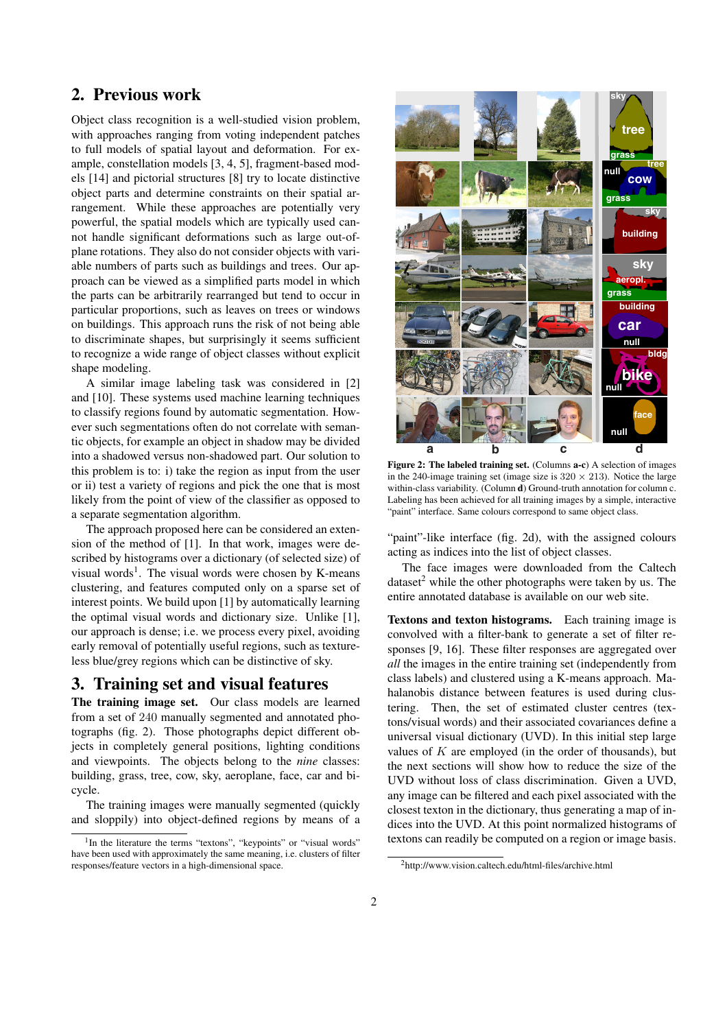## 2. Previous work

Object class recognition is a well-studied vision problem, with approaches ranging from voting independent patches to full models of spatial layout and deformation. For example, constellation models [3, 4, 5], fragment-based models [14] and pictorial structures [8] try to locate distinctive object parts and determine constraints on their spatial arrangement. While these approaches are potentially very powerful, the spatial models which are typically used cannot handle significant deformations such as large out-of-plane rotations. They also do not consider objects with variable numbers of parts such as buildings and trees. Our approach can be viewed as a simplified parts model in which the parts can be arbitrarily rearranged but tend to occur in particular proportions, such as leaves on trees or windows on buildings. This approach runs the risk of not being able to discriminate shapes, but surprisingly it seems sufficient to recognize a wide range of object classes without explicit shape modeling.

A similar image labeling task was considered in [2] and [10]. These systems used machine learning techniques to classify regions found by automatic segmentation. However such segmentations often do not correlate with semantic objects, for example an object in shadow may be divided into a shadowed versus non-shadowed part. Our solution to this problem is to: i) take the region as input from the user or ii) test a variety of regions and pick the one that is most likely from the point of view of the classifier as opposed to a separate segmentation algorithm.

The approach proposed here can be considered an extension of the method of [1]. In that work, images were described by histograms over a dictionary (of selected size) of visual words[1]. The visual words were chosen by K-means clustering, and features computed only on a sparse set of interest points. We build upon [1] by automatically learning the optimal visual words and dictionary size. Unlike [1], our approach is dense; i.e. we process every pixel, avoiding early removal of potentially useful regions, such as textureless blue/grey regions which can be distinctive of sky.

## 3. Training set and visual features

**The training image set.** Our class models are learned from a set of 240 manually segmented and annotated photographs (fig. 2). Those photographs depict different objects in completely general positions, lighting conditions and viewpoints. The objects belong to the *nine* classes: building, grass, tree, cow, sky, aeroplane, face, car and bicycle.

The training images were manually segmented (quickly and sloppily) into object-defined regions by means of a "paint"-like interface (fig. 2d), with the assigned colours acting as indices into the list of object classes.

**Figure 2: The labeled training set.** (Columns **a-c**) A selection of images in the 240-image training set (image size is $320 \times 213$). Notice the large within-class variability. (Column **d**) Ground-truth annotation for column c. Labeling has been achieved for all training images by a simple, interactive "paint" interface. Same colours correspond to same object class.

The face images were downloaded from the Caltech dataset[2] while the other photographs were taken by us. The entire annotated database is available on our web site.

**Textons and texton histograms.** Each training image is convolved with a filter-bank to generate a set of filter responses [9, 16]. These filter responses are aggregated over *all* the images in the entire training set (independently from class labels) and clustered using a K-means approach. Mahalanobis distance between features is used during clustering. Then, the set of estimated cluster centres (textons/visual words) and their associated covariances define a universal visual dictionary (UVD). In this initial step large values of $K$ are employed (in the order of thousands), but the next sections will show how to reduce the size of the UVD without loss of class discrimination. Given a UVD, any image can be filtered and each pixel associated with the closest texton in the dictionary, thus generating a map of indices into the UVD. At this point normalized histograms of textons can readily be computed on a region or image basis.

[1] In the literature the terms "textons", "keypoints" or "visual words" have been used with approximately the same meaning, i.e. clusters of filter responses/feature vectors in a high-dimensional space.

[2] http://www.vision.caltech.edu/html-files/archive.html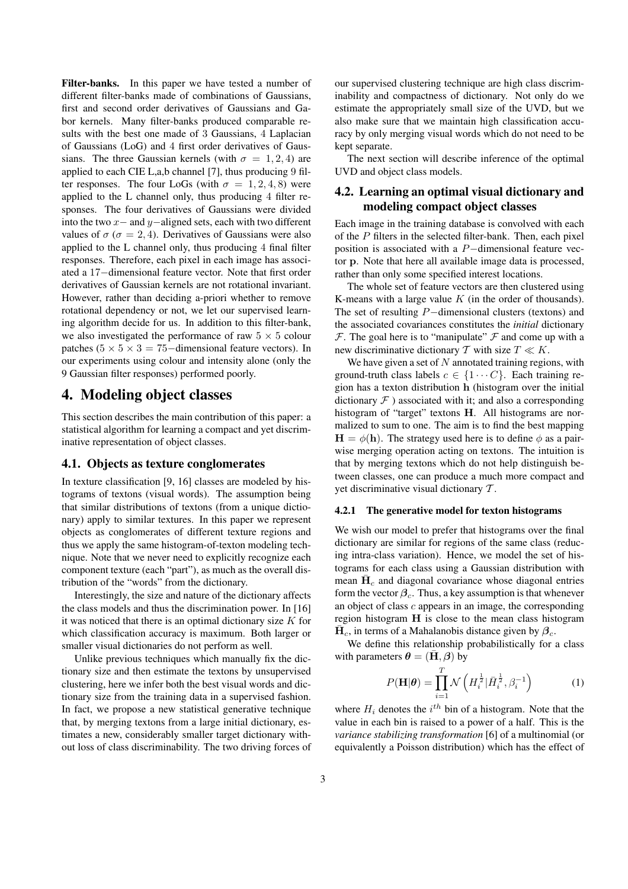**Filter-banks.** In this paper we have tested a number of different filter-banks made of combinations of Gaussians, first and second order derivatives of Gaussians and Gabor kernels. Many filter-banks produced comparable results with the best one made of 3 Gaussians, 4 Laplacian of Gaussians (LoG) and 4 first order derivatives of Gaussians. The three Gaussian kernels (with $\sigma = 1, 2, 4$) are applied to each CIE L,a,b channel [7], thus producing 9 filter responses. The four LoGs (with $\sigma = 1, 2, 4, 8$) were applied to the L channel only, thus producing 4 filter responses. The four derivatives of Gaussians were divided into the two $x-$ and $y-$aligned sets, each with two different values of $\sigma$ ($\sigma = 2, 4$). Derivatives of Gaussians were also applied to the L channel only, thus producing 4 final filter responses. Therefore, each pixel in each image has associated a 17$-$dimensional feature vector. Note that first order derivatives of Gaussian kernels are not rotational invariant. However, rather than deciding a-priori whether to remove rotational dependency or not, we let our supervised learning algorithm decide for us. In addition to this filter-bank, we also investigated the performance of raw $5 \times 5$ colour patches ($5 \times 5 \times 3 = 75-$dimensional feature vectors). In our experiments using colour and intensity alone (only the 9 Gaussian filter responses) performed poorly.

# 4. Modeling object classes

This section describes the main contribution of this paper: a statistical algorithm for learning a compact and yet discriminative representation of object classes.

## 4.1. Objects as texture conglomerates

In texture classification [9, 16] classes are modeled by histograms of textons (visual words). The assumption being that similar distributions of textons (from a unique dictionary) apply to similar textures. In this paper we represent objects as conglomerates of different texture regions and thus we apply the same histogram-of-texton modeling technique. Note that we never need to explicitly recognize each component texture (each "part"), as much as the overall distribution of the "words" from the dictionary.

Interestingly, the size and nature of the dictionary affects the class models and thus the discrimination power. In [16] it was noticed that there is an optimal dictionary size $K$ for which classification accuracy is maximum. Both larger or smaller visual dictionaries do not perform as well.

Unlike previous techniques which manually fix the dictionary size and then estimate the textons by unsupervised clustering, here we infer both the best visual words and dictionary size from the training data in a supervised fashion. In fact, we propose a new statistical generative technique that, by merging textons from a large initial dictionary, estimates a new, considerably smaller target dictionary without loss of class discriminability. The two driving forces of our supervised clustering technique are high class discriminability and compactness of dictionary. Not only do we estimate the appropriately small size of the UVD, but we also make sure that we maintain high classification accuracy by only merging visual words which do not need to be kept separate.

The next section will describe inference of the optimal UVD and object class models.

## 4.2. Learning an optimal visual dictionary and modeling compact object classes

Each image in the training database is convolved with each of the $P$ filters in the selected filter-bank. Then, each pixel position is associated with a $P-$dimensional feature vector $\mathbf{p}$. Note that here all available image data is processed, rather than only some specified interest locations.

The whole set of feature vectors are then clustered using K-means with a large value $K$ (in the order of thousands). The set of resulting $P-$dimensional clusters (textons) and the associated covariances constitutes the *initial* dictionary $\mathcal{F}$. The goal here is to "manipulate" $\mathcal{F}$ and come up with a new discriminative dictionary $\mathcal{T}$ with size $T \ll K$.

We have given a set of $N$ annotated training regions, with ground-truth class labels $c \in \{1 \cdots C\}$. Each training region has a texton distribution $\mathbf{h}$ (histogram over the initial dictionary $\mathcal{F}$ ) associated with it; and also a corresponding histogram of "target" textons $\mathbf{H}$. All histograms are normalized to sum to one. The aim is to find the best mapping $\mathbf{H} = \phi(\mathbf{h})$. The strategy used here is to define $\phi$ as a pairwise merging operation acting on textons. The intuition is that by merging textons which do not help distinguish between classes, one can produce a much more compact and yet discriminative visual dictionary $\mathcal{T}$.

### 4.2.1 The generative model for texton histograms

We wish our model to prefer that histograms over the final dictionary are similar for regions of the same class (reducing intra-class variation). Hence, we model the set of histograms for each class using a Gaussian distribution with mean $\bar{\mathbf{H}}_c$ and diagonal covariance whose diagonal entries form the vector $\boldsymbol{\beta}_c$. Thus, a key assumption is that whenever an object of class $c$ appears in an image, the corresponding region histogram $\mathbf{H}$ is close to the mean class histogram $\bar{\mathbf{H}}_c$, in terms of a Mahalanobis distance given by $\boldsymbol{\beta}_c$.

We define this relationship probabilistically for a class with parameters $\boldsymbol{\theta} = (\bar{\mathbf{H}}, \boldsymbol{\beta})$ by

$$P(\mathbf{H}|\boldsymbol{\theta}) = \prod_{i=1}^{T} \mathcal{N}\left(H_i^{\frac{1}{2}} | \bar{H}_i^{\frac{1}{2}}, \beta_i^{-1}\right) \tag{1}$$

where $H_i$ denotes the $i^{th}$ bin of a histogram. Note that the value in each bin is raised to a power of a half. This is the *variance stabilizing transformation* [6] of a multinomial (or equivalently a Poisson distribution) which has the effect of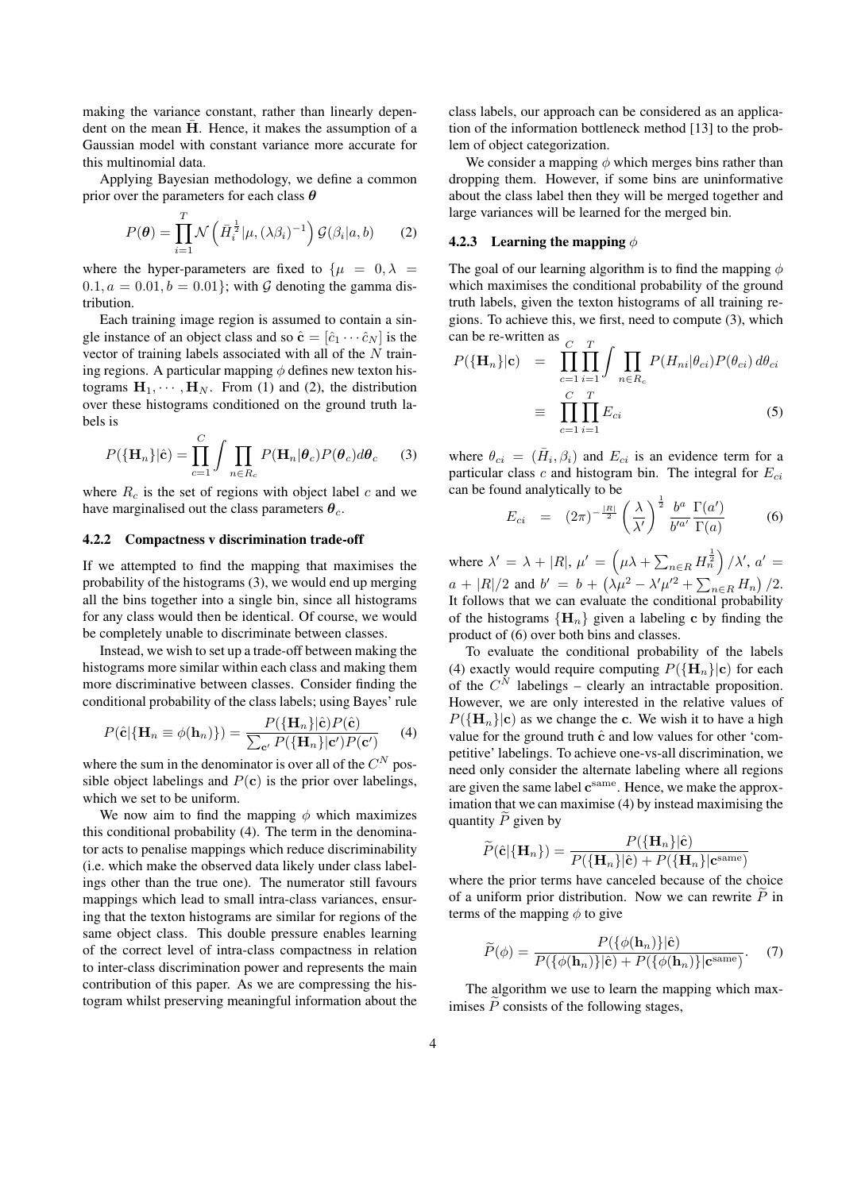making the variance constant, rather than linearly dependent on the mean $\bar{\mathbf{H}}$. Hence, it makes the assumption of a Gaussian model with constant variance more accurate for this multinomial data.

Applying Bayesian methodology, we define a common prior over the parameters for each class $\boldsymbol{\theta}$

$$P(\boldsymbol{\theta}) = \prod_{i=1}^{T} \mathcal{N}\left(\bar{H}_i^{\frac{1}{2}} | \mu, (\lambda \beta_i)^{-1}\right) \mathcal{G}(\beta_i | a, b) \quad (2)$$

where the hyper-parameters are fixed to $\{\mu = 0, \lambda = 0.1, a = 0.01, b = 0.01\}$; with $\mathcal{G}$ denoting the gamma distribution.

Each training image region is assumed to contain a single instance of an object class and so $\hat{\mathbf{c}} = [\hat{c}_1 \cdots \hat{c}_N]$ is the vector of training labels associated with all of the $N$ training regions. A particular mapping $\phi$ defines new texton histograms $\mathbf{H}_1, \cdots, \mathbf{H}_N$. From (1) and (2), the distribution over these histograms conditioned on the ground truth labels is

$$P(\{\mathbf{H}_n\} | \hat{\mathbf{c}}) = \prod_{c=1}^{C} \int \prod_{n \in R_c} P(\mathbf{H}_n | \boldsymbol{\theta}_c) P(\boldsymbol{\theta}_c) d\boldsymbol{\theta}_c \quad (3)$$

where $R_c$ is the set of regions with object label $c$ and we have marginalised out the class parameters $\boldsymbol{\theta}_c$.

#### 4.2.2 Compactness v discrimination trade-off

If we attempted to find the mapping that maximises the probability of the histograms (3), we would end up merging all the bins together into a single bin, since all histograms for any class would then be identical. Of course, we would be completely unable to discriminate between classes.

Instead, we wish to set up a trade-off between making the histograms more similar within each class and making them more discriminative between classes. Consider finding the conditional probability of the class labels; using Bayes' rule

$$P(\hat{\mathbf{c}} | \{\mathbf{H}_n \equiv \phi(\mathbf{h}_n)\}) = \frac{P(\{\mathbf{H}_n\} | \hat{\mathbf{c}}) P(\hat{\mathbf{c}})}{\sum_{\mathbf{c}'} P(\{\mathbf{H}_n\} | \mathbf{c}') P(\mathbf{c}')} \quad (4)$$

where the sum in the denominator is over all of the $C^N$ possible object labellings and $P(\mathbf{c})$ is the prior over labelings, which we set to be uniform.

We now aim to find the mapping $\phi$ which maximizes this conditional probability (4). The term in the denominator acts to penalise mappings which reduce discriminability (i.e. which make the observed data likely under class labelings other than the true one). The numerator still favours mappings which lead to small intra-class variances, ensuring that the texton histograms are similar for regions of the same object class. This double pressure enables learning of the correct level of intra-class compactness in relation to inter-class discrimination power and represents the main contribution of this paper. As we are compressing the histogram whilst preserving meaningful information about the class labels, our approach can be considered as an application of the information bottleneck method [13] to the problem of object categorization.

We consider a mapping $\phi$ which merges bins rather than dropping them. However, if some bins are uninformative about the class label then they will be merged together and large variances will be learned for the merged bin.

#### 4.2.3 Learning the mapping $\phi$

The goal of our learning algorithm is to find the mapping $\phi$ which maximises the conditional probability of the ground truth labels, given the texton histograms of all training regions. To achieve this, we first, need to compute (3), which can be re-written as

$$\begin{aligned} P(\{\mathbf{H}_n\} | \mathbf{c}) &= \prod_{c=1}^{C} \prod_{i=1}^{T} \int \prod_{n \in R_c} P(H_{ni} | \theta_{ci}) P(\theta_{ci}) \, d\theta_{ci} \\ &\equiv \prod_{c=1}^{C} \prod_{i=1}^{T} E_{ci} \end{aligned} \quad (5)$$

where $\theta_{ci} = (\bar{H}_i, \beta_i)$ and $E_{ci}$ is an evidence term for a particular class $c$ and histogram bin. The integral for $E_{ci}$ can be found analytically to be

$$E_{ci} = (2\pi)^{-\frac{|R|}{2}} \left(\frac{\lambda}{\lambda'}\right)^{\frac{1}{2}} \frac{b^a}{b'^{a'}} \frac{\Gamma(a')}{\Gamma(a)} \quad (6)$$

where $\lambda' = \lambda + |R|$, $\mu' = \left(\mu\lambda + \sum_{n \in R} H_n^{\frac{1}{2}}\right) / \lambda'$, $a' = a + |R|/2$ and $b' = b + \left(\lambda\mu^2 - \lambda'\mu'^2 + \sum_{n \in R} H_n\right)/2$. It follows that we can evaluate the conditional probability of the histograms $\{\mathbf{H}_n\}$ given a labeling $\mathbf{c}$ by finding the product of (6) over both bins and classes.

To evaluate the conditional probability of the labels (4) exactly would require computing $P(\{\mathbf{H}_n\} | \mathbf{c})$ for each of the $C^N$ labelings – clearly an intractable proposition. However, we are only interested in the relative values of $P(\{\mathbf{H}_n\} | \mathbf{c})$ as we change the $\mathbf{c}$. We wish it to have a high value for the ground truth $\hat{\mathbf{c}}$ and low values for other 'competitive' labelings. To achieve one-vs-all discrimination, we need only consider the alternate labeling where all regions are given the same label $\mathbf{c}^{\text{same}}$. Hence, we make the approximation that we can maximise (4) by instead maximising the quantity $\widetilde{P}$ given by

$$\widetilde{P}(\hat{\mathbf{c}} | \{\mathbf{H}_n\}) = \frac{P(\{\mathbf{H}_n\} | \hat{\mathbf{c}})}{P(\{\mathbf{H}_n\} | \hat{\mathbf{c}}) + P(\{\mathbf{H}_n\} | \mathbf{c}^{\text{same}})}$$

where the prior terms have canceled because of the choice of a uniform prior distribution. Now we can rewrite $\widetilde{P}$ in terms of the mapping $\phi$ to give

$$\widetilde{P}(\phi) = \frac{P(\{\phi(\mathbf{h}_n)\} | \hat{\mathbf{c}})}{P(\{\phi(\mathbf{h}_n)\} | \hat{\mathbf{c}}) + P(\{\phi(\mathbf{h}_n)\} | \mathbf{c}^{\text{same}})}. \quad (7)$$

The algorithm we use to learn the mapping which maximises $\widetilde{P}$ consists of the following stages,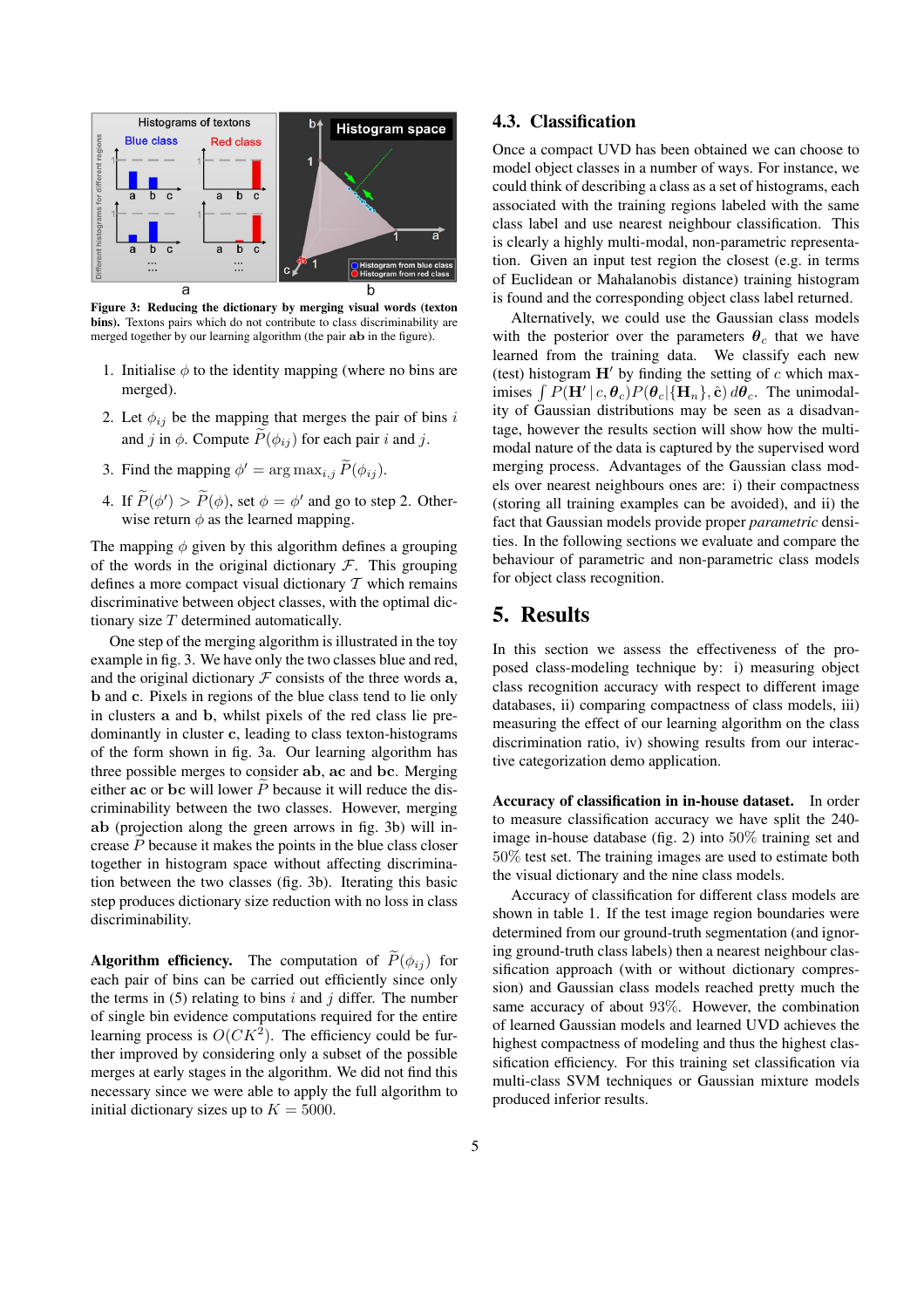**Figure 3: Reducing the dictionary by merging visual words (texton bins).** Textons pairs which do not contribute to class discriminability are merged together by our learning algorithm (the pair **ab** in the figure).

1. Initialise $\phi$ to the identity mapping (where no bins are merged).
2. Let $\phi_{ij}$ be the mapping that merges the pair of bins $i$ and $j$ in $\phi$. Compute $\widetilde{P}(\phi_{ij})$ for each pair $i$ and $j$.
3. Find the mapping $\phi' = \arg\max_{i,j} \widetilde{P}(\phi_{ij})$.
4. If $\widetilde{P}(\phi') > \widetilde{P}(\phi)$, set $\phi = \phi'$ and go to step 2. Otherwise return $\phi$ as the learned mapping.

The mapping $\phi$ given by this algorithm defines a grouping of the words in the original dictionary $\mathcal{F}$. This grouping defines a more compact visual dictionary $\mathcal{T}$ which remains discriminative between object classes, with the optimal dictionary size $T$ determined automatically.

One step of the merging algorithm is illustrated in the toy example in fig. 3. We have only the two classes blue and red, and the original dictionary $\mathcal{F}$ consists of the three words **a**, **b** and **c**. Pixels in regions of the blue class tend to lie only in clusters **a** and **b**, whilst pixels of the red class lie predominantly in cluster **c**, leading to class texton-histograms of the form shown in fig. 3a. Our learning algorithm has three possible merges to consider **ab**, **ac** and **bc**. Merging either **ac** or **bc** will lower $\widetilde{P}$ because it will reduce the discriminability between the two classes. However, merging **ab** (projection along the green arrows in fig. 3b) will increase $\widetilde{P}$ because it makes the points in the blue class closer together in histogram space without affecting discrimination between the two classes (fig. 3b). Iterating this basic step produces dictionary size reduction with no loss in class discriminability.

**Algorithm efficiency.** The computation of $\widetilde{P}(\phi_{ij})$ for each pair of bins can be carried out efficiently since only the terms in (5) relating to bins $i$ and $j$ differ. The number of single bin evidence computations required for the entire learning process is $O(CK^2)$. The efficiency could be further improved by considering only a subset of the possible merges at early stages in the algorithm. We did not find this necessary since we were able to apply the full algorithm to initial dictionary sizes up to $K = 5000$.

### 4.3. Classification

Once a compact UVD has been obtained we can choose to model object classes in a number of ways. For instance, we could think of describing a class as a set of histograms, each associated with the training regions labeled with the same class label and use nearest neighbour classification. This is clearly a highly multi-modal, non-parametric representation. Given an input test region the closest (e.g. in terms of Euclidean or Mahalanobis distance) training histogram is found and the corresponding object class label returned.

Alternatively, we could use the Gaussian class models with the posterior over the parameters $\boldsymbol{\theta}_c$ that we have learned from the training data. We classify each new (test) histogram $\mathbf{H}'$ by finding the setting of $c$ which maximises $\int P(\mathbf{H}' \,|\, c, \boldsymbol{\theta}_c) P(\boldsymbol{\theta}_c | \{\mathbf{H}_n\}, \hat{\mathbf{c}})\, d\boldsymbol{\theta}_c$. The unimodality of Gaussian distributions may be seen as a disadvantage, however the results section will show how the multimodal nature of the data is captured by the supervised word merging process. Advantages of the Gaussian class models over nearest neighbours ones are: i) their compactness (storing all training examples can be avoided), and ii) the fact that Gaussian models provide proper *parametric* densities. In the following sections we evaluate and compare the behaviour of parametric and non-parametric class models for object class recognition.

## 5. Results

In this section we assess the effectiveness of the proposed class-modeling technique by: i) measuring object class recognition accuracy with respect to different image databases, ii) comparing compactness of class models, iii) measuring the effect of our learning algorithm on the class discrimination ratio, iv) showing results from our interactive categorization demo application.

**Accuracy of classification in in-house dataset.** In order to measure classification accuracy we have split the 240-image in-house database (fig. 2) into $50\%$ training set and $50\%$ test set. The training images are used to estimate both the visual dictionary and the nine class models.

Accuracy of classification for different class models are shown in table 1. If the test image region boundaries were determined from our ground-truth segmentation (and ignoring ground-truth class labels) then a nearest neighbour classification approach (with or without dictionary compression) and Gaussian class models reached pretty much the same accuracy of about $93\%$. However, the combination of learned Gaussian models and learned UVD achieves the highest compactness of modeling and thus the highest classification efficiency. For this training set classification via multi-class SVM techniques or Gaussian mixture models produced inferior results.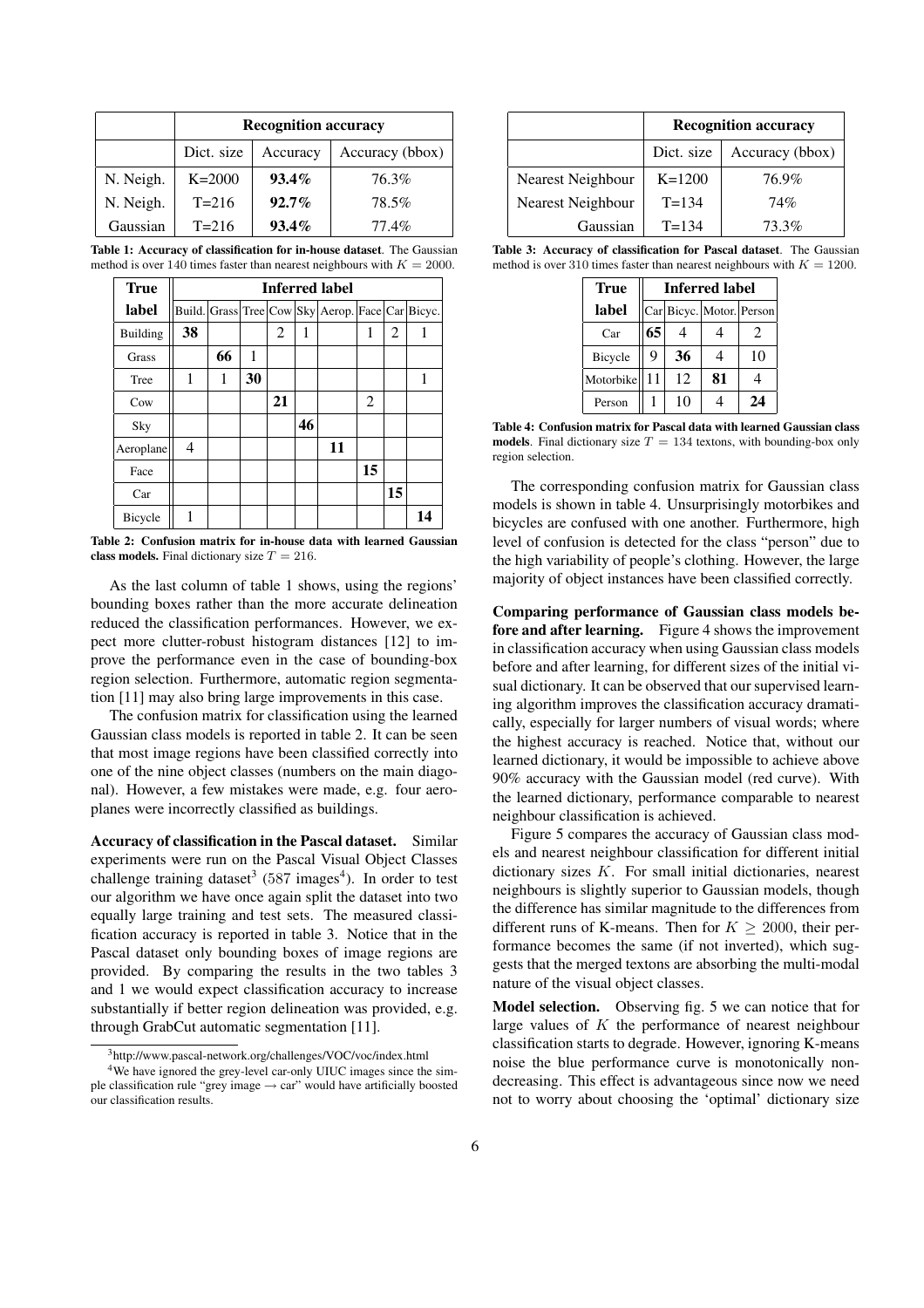| | Recognition accuracy | | |
|---|---|---|---|
| | Dict. size | Accuracy | Accuracy (bbox) |
| N. Neigh. | K=2000 | **93.4%** | 76.3% |
| N. Neigh. | T=216 | **92.7%** | 78.5% |
| Gaussian | T=216 | **93.4%** | 77.4% |

**Table 1: Accuracy of classification for in-house dataset**. The Gaussian method is over 140 times faster than nearest neighbours with $K = 2000$.

| True label | Inferred label | | | | | | | | |
|---|---|---|---|---|---|---|---|---|---|
| | Build. | Grass | Tree | Cow | Sky | Aerop. | Face | Car | Bicyc. |
| Building | **38** | | | 2 | 1 | | 1 | 2 | 1 |
| Grass | | **66** | 1 | | | | | | |
| Tree | 1 | 1 | **30** | | | | | | 1 |
| Cow | | | | **21** | | | 2 | | |
| Sky | | | | | **46** | | | | |
| Aeroplane | 4 | | | | | **11** | | | |
| Face | | | | | | | **15** | | |
| Car | | | | | | | | **15** | |
| Bicycle | 1 | | | | | | | | **14** |

**Table 2: Confusion matrix for in-house data with learned Gaussian class models.** Final dictionary size $T = 216$.

As the last column of table 1 shows, using the regions' bounding boxes rather than the more accurate delineation reduced the classification performances. However, we expect more clutter-robust histogram distances [12] to improve the performance even in the case of bounding-box region selection. Furthermore, automatic region segmentation [11] may also bring large improvements in this case.

The confusion matrix for classification using the learned Gaussian class models is reported in table 2. It can be seen that most image regions have been classified correctly into one of the nine object classes (numbers on the main diagonal). However, a few mistakes were made, e.g. four aeroplanes were incorrectly classified as buildings.

**Accuracy of classification in the Pascal dataset.** Similar experiments were run on the Pascal Visual Object Classes challenge training dataset[3] (587 images[4]). In order to test our algorithm we have once again split the dataset into two equally large training and test sets. The measured classification accuracy is reported in table 3. Notice that in the Pascal dataset only bounding boxes of image regions are provided. By comparing the results in the two tables 3 and 1 we would expect classification accuracy to increase substantially if better region delineation was provided, e.g. through GrabCut automatic segmentation [11].

[3] http://www.pascal-network.org/challenges/VOC/voc/index.html

[4] We have ignored the grey-level car-only UIUC images since the simple classification rule "grey image → car" would have artificially boosted our classification results.

| | Recognition accuracy | |
|---|---|---|
| | Dict. size | Accuracy (bbox) |
| Nearest Neighbour | K=1200 | 76.9% |
| Nearest Neighbour | T=134 | 74% |
| Gaussian | T=134 | 73.3% |

**Table 3: Accuracy of classification for Pascal dataset**. The Gaussian method is over 310 times faster than nearest neighbours with $K = 1200$.

| True label | Inferred label | | | |
|---|---|---|---|---|
| | Car | Bicyc. | Motor. | Person |
| Car | **65** | 4 | 4 | 2 |
| Bicycle | 9 | **36** | 4 | 10 |
| Motorbike | 11 | 12 | **81** | 4 |
| Person | 1 | 10 | 4 | **24** |

**Table 4: Confusion matrix for Pascal data with learned Gaussian class models**. Final dictionary size $T = 134$ textons, with bounding-box only region selection.

The corresponding confusion matrix for Gaussian class models is shown in table 4. Unsurprisingly motorbikes and bicycles are confused with one another. Furthermore, high level of confusion is detected for the class "person" due to the high variability of people's clothing. However, the large majority of object instances have been classified correctly.

**Comparing performance of Gaussian class models before and after learning.** Figure 4 shows the improvement in classification accuracy when using Gaussian class models before and after learning, for different sizes of the initial visual dictionary. It can be observed that our supervised learning algorithm improves the classification accuracy dramatically, especially for larger numbers of visual words; where the highest accuracy is reached. Notice that, without our learned dictionary, it would be impossible to achieve above 90% accuracy with the Gaussian model (red curve). With the learned dictionary, performance comparable to nearest neighbour classification is achieved.

Figure 5 compares the accuracy of Gaussian class models and nearest neighbour classification for different initial dictionary sizes $K$. For small initial dictionaries, nearest neighbours is slightly superior to Gaussian models, though the difference has similar magnitude to the differences from different runs of K-means. Then for $K \geq 2000$, their performance becomes the same (if not inverted), which suggests that the merged textons are absorbing the multi-modal nature of the visual object classes.

**Model selection.** Observing fig. 5 we can notice that for large values of $K$ the performance of nearest neighbour classification starts to degrade. However, ignoring K-means noise the blue performance curve is monotonically non-decreasing. This effect is advantageous since now we need not to worry about choosing the 'optimal' dictionary size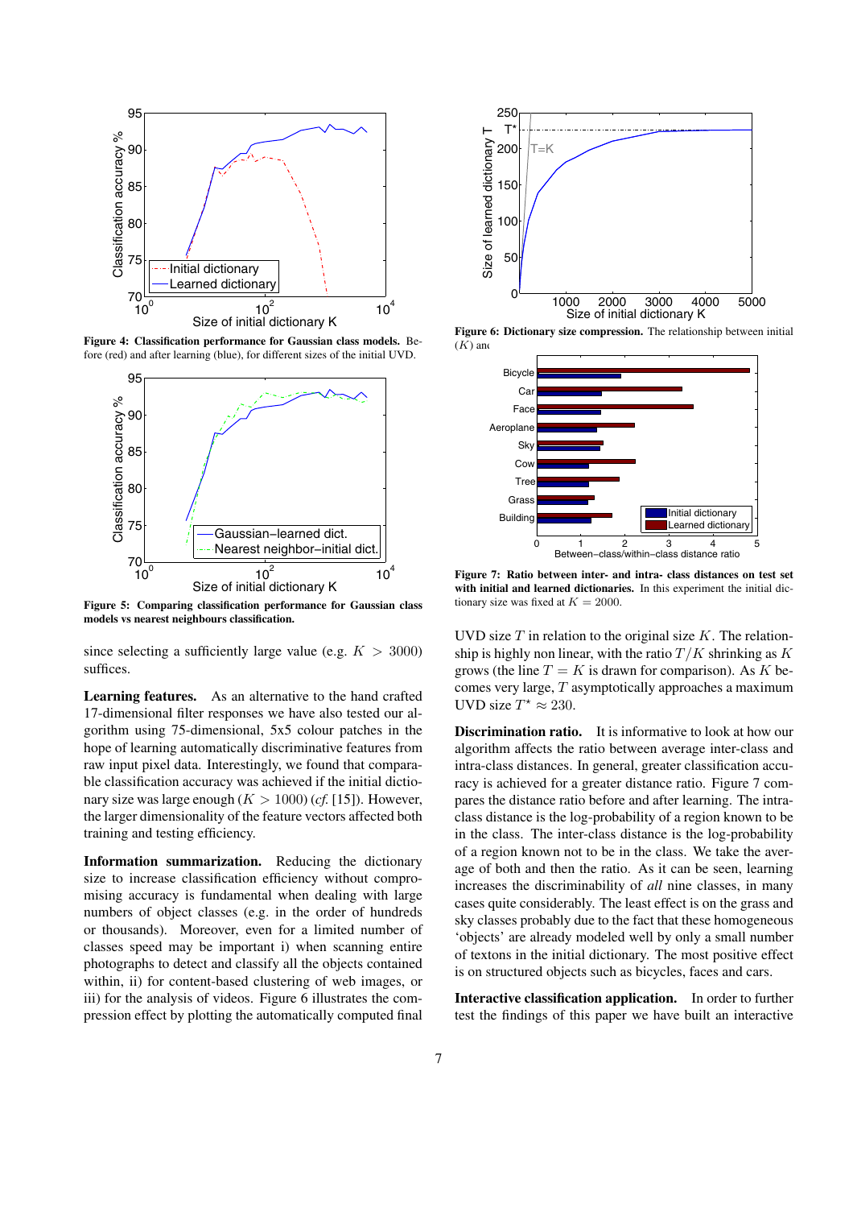**Figure 4: Classification performance for Gaussian class models.** Before (red) and after learning (blue), for different sizes of the initial UVD.

**Figure 5: Comparing classification performance for Gaussian class models vs nearest neighbours classification.**

since selecting a sufficiently large value (e.g. $K > 3000$) suffices.

**Learning features.** As an alternative to the hand crafted 17-dimensional filter responses we have also tested our algorithm using 75-dimensional, 5x5 colour patches in the hope of learning automatically discriminative features from raw input pixel data. Interestingly, we found that comparable classification accuracy was achieved if the initial dictionary size was large enough ($K > 1000$) (*cf.* [15]). However, the larger dimensionality of the feature vectors affected both training and testing efficiency.

**Information summarization.** Reducing the dictionary size to increase classification efficiency without compromising accuracy is fundamental when dealing with large numbers of object classes (e.g. in the order of hundreds or thousands). Moreover, even for a limited number of classes speed may be important i) when scanning entire photographs to detect and classify all the objects contained within, ii) for content-based clustering of web images, or iii) for the analysis of videos. Figure 6 illustrates the compression effect by plotting the automatically computed final UVD size $T$ in relation to the original size $K$. The relationship is highly non linear, with the ratio $T/K$ shrinking as $K$ grows (the line $T = K$ is drawn for comparison). As $K$ becomes very large, $T$ asymptotically approaches a maximum UVD size $T^\star \approx 230$.

**Figure 6: Dictionary size compression.** The relationship between initial ($K$) anc

**Figure 7: Ratio between inter- and intra- class distances on test set with initial and learned dictionaries.** In this experiment the initial dictionary size was fixed at $K = 2000$.

**Discrimination ratio.** It is informative to look at how our algorithm affects the ratio between average inter-class and intra-class distances. In general, greater classification accuracy is achieved for a greater distance ratio. Figure 7 compares the distance ratio before and after learning. The intra-class distance is the log-probability of a region known to be in the class. The inter-class distance is the log-probability of a region known not to be in the class. We take the average of both and then the ratio. As it can be seen, learning increases the discriminability of *all* nine classes, in many cases quite considerably. The least effect is on the grass and sky classes probably due to the fact that these homogeneous 'objects' are already modeled well by only a small number of textons in the initial dictionary. The most positive effect is on structured objects such as bicycles, faces and cars.

**Interactive classification application.** In order to further test the findings of this paper we have built an interactive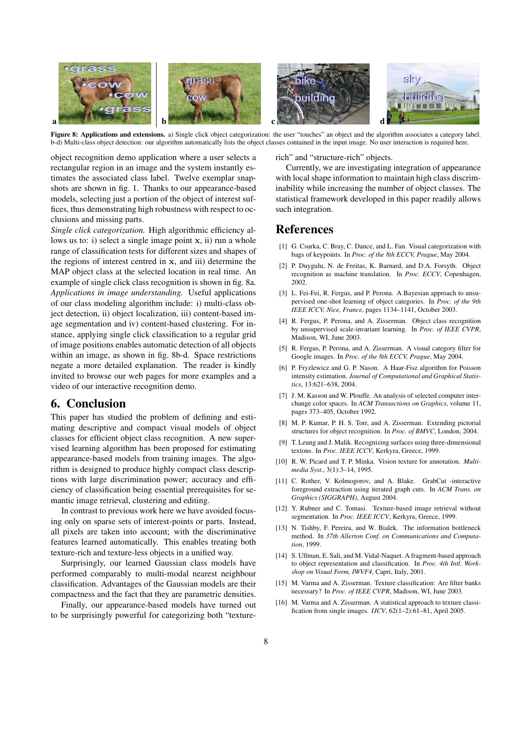**Figure 8: Applications and extensions.** a) Single click object categorization: the user "touches" an object and the algorithm associates a category label. b-d) Multi-class object detection: our algorithm automatically lists the object classes contained in the input image. No user interaction is required here.

object recognition demo application where a user selects a rectangular region in an image and the system instantly estimates the associated class label. Twelve exemplar snapshots are shown in fig. 1. Thanks to our appearance-based models, selecting just a portion of the object of interest suffices, thus demonstrating high robustness with respect to occlusions and missing parts.

*Single click categorization.* High algorithmic efficiency allows us to: i) select a single image point $\mathbf{x}$, ii) run a whole range of classification tests for different sizes and shapes of the regions of interest centred in $\mathbf{x}$, and iii) determine the MAP object class at the selected location in real time. An example of single click class recognition is shown in fig. 8a.

*Applications in image understanding.* Useful applications of our class modeling algorithm include: i) multi-class object detection, ii) object localization, iii) content-based image segmentation and iv) content-based clustering. For instance, applying single click classification to a regular grid of image positions enables automatic detection of all objects within an image, as shown in fig. 8b-d. Space restrictions negate a more detailed explanation. The reader is kindly invited to browse our web pages for more examples and a video of our interactive recognition demo.

## 6. Conclusion

This paper has studied the problem of defining and estimating descriptive and compact visual models of object classes for efficient object class recognition. A new supervised learning algorithm has been proposed for estimating appearance-based models from training images. The algorithm is designed to produce highly compact class descriptions with large discrimination power; accuracy and efficiency of classification being essential prerequisites for semantic image retrieval, clustering and editing.

In contrast to previous work here we have avoided focusing only on sparse sets of interest-points or parts. Instead, all pixels are taken into account; with the discriminative features learned automatically. This enables treating both texture-rich and texture-less objects in a unified way.

Surprisingly, our learned Gaussian class models have performed comparably to multi-modal nearest neighbour classification. Advantages of the Gaussian models are their compactness and the fact that they are parametric densities.

Finally, our appearance-based models have turned out to be surprisingly powerful for categorizing both "texture-rich" and "structure-rich" objects.

Currently, we are investigating integration of appearance with local shape information to maintain high class discriminability while increasing the number of object classes. The statistical framework developed in this paper readily allows such integration.

## References

[1] G. Csurka, C. Bray, C. Dance, and L. Fan. Visual categorization with bags of keypoints. In *Proc. of the 8th ECCV, Prague*, May 2004.

[2] P. Duygulu, N. de Freitas, K. Barnard, and D.A. Forsyth. Object recognition as machine translation. In *Proc. ECCV*, Copenhagen, 2002.

[3] L. Fei-Fei, R. Fergus, and P. Perona. A Bayesian approach to unsupervised one-shot learning of object categories. In *Proc. of the 9th IEEE ICCV, Nice, France*, pages 1134–1141, October 2003.

[4] R. Fergus, P. Perona, and A. Zisserman. Object class recognition by unsupervised scale-invariant learning. In *Proc. of IEEE CVPR*, Madison, WI, June 2003.

[5] R. Fergus, P. Perona, and A. Zisserman. A visual category filter for Google images. In *Proc. of the 8th ECCV, Prague*, May 2004.

[6] P. Fryzlewicz and G. P. Nason. A Haar-Fisz algorithm for Poisson intensity estimation. *Journal of Computational and Graphical Statistics*, 13:621–638, 2004.

[7] J. M. Kasson and W. Plouffe. An analysis of selected computer interchange color spaces. In *ACM Transactions on Graphics*, volume 11, pages 373–405, October 1992.

[8] M. P. Kumar, P. H. S. Torr, and A. Zisserman. Extending pictorial structures for object recognition. In *Proc. of BMVC*, London, 2004.

[9] T. Leung and J. Malik. Recognizing surfaces using three-dimensional textons. In *Proc. IEEE ICCV*, Kerkyra, Greece, 1999.

[10] R. W. Picard and T. P. Minka. Vision texture for annotation. *Multimedia Syst.*, 3(1):3–14, 1995.

[11] C. Rother, V. Kolmogorov, and A. Blake. GrabCut -interactive foreground extraction using iterated graph cuts. In *ACM Trans. on Graphics (SIGGRAPH)*, August 2004.

[12] Y. Rubner and C. Tomasi. Texture-based image retrieval without segmentation. In *Proc. IEEE ICCV*, Kerkyra, Greece, 1999.

[13] N. Tishby, F. Pereira, and W. Bialek. The information bottleneck method. In *37th Allerton Conf. on Communications and Computation*, 1999.

[14] S. Ullman, E. Sali, and M. Vidal-Naquet. A fragment-based approach to object representation and classification. In *Proc. 4th Intl. Workshop on Visual Form, IWVF4*, Capri, Italy, 2001.

[15] M. Varma and A. Zisserman. Texture classification: Are filter banks necessary? In *Proc. of IEEE CVPR*, Madison, WI, June 2003.

[16] M. Varma and A. Zisserman. A statistical approach to texture classification from single images. *IJCV*, 62(1–2):61–81, April 2005.